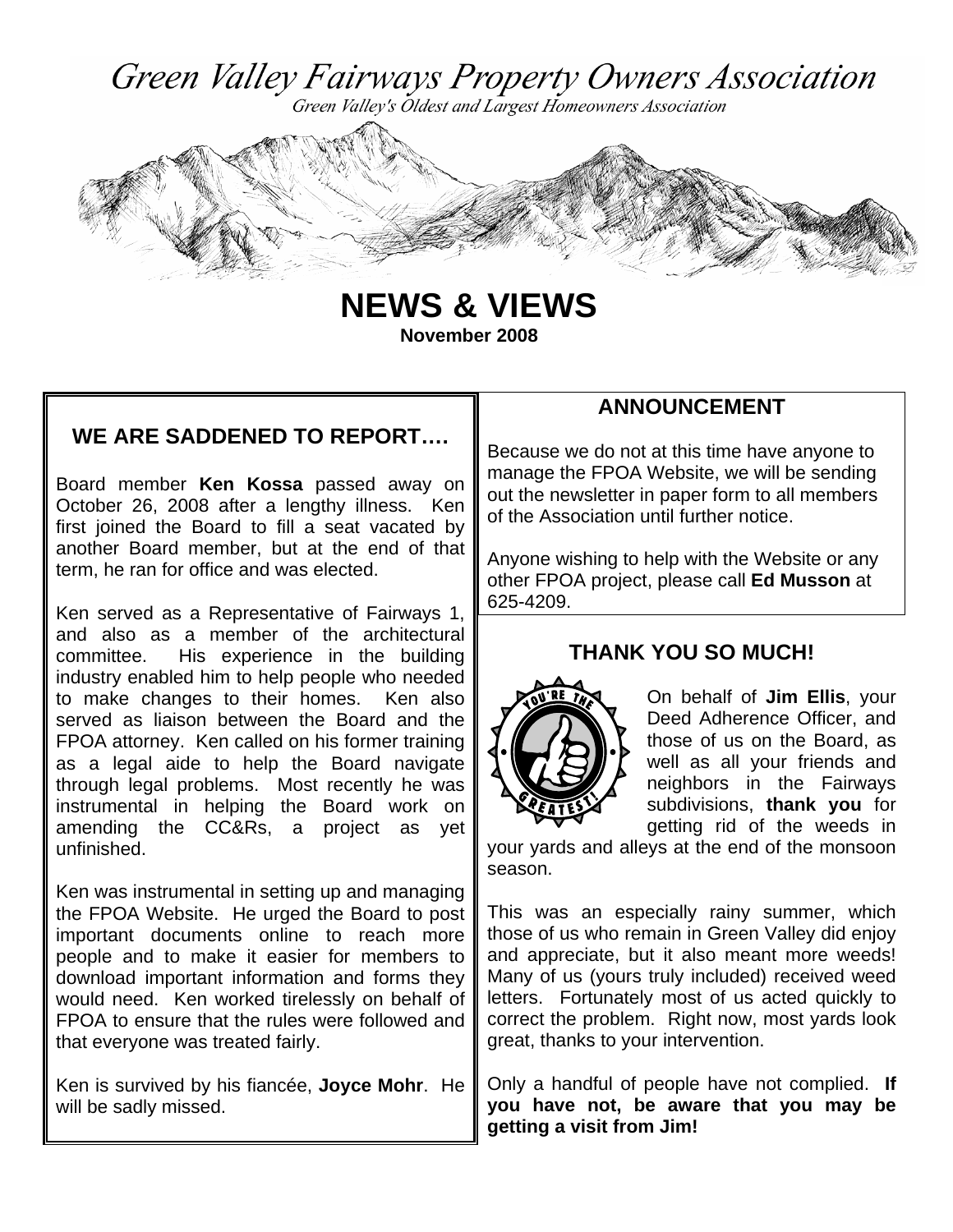# Green Valley Fairways Property Owners Association

*Green Valley's Oldest and Largest Homeowners Association*

## NEWS & VIEWS

**November 2008**

### WE ARE SADDENED TO REPORT….

Board member **Ken Kossa** passed away on October 26, 2008 after a lengthy illness. Ken first joined the Board to fill a seat vacated by another Board member, but at the end of that term, he ran for office and was elected.

Ken served as a Representative of Fairways 1, and also as a member of the architectural committee. His experience in the building industry enabled him to help people who needed to make changes to their homes. Ken also served as liaison between the Board and the FPOA attorney. Ken called on his former training as a legal aide to help the Board navigate through legal problems. Most recently he was instrumental in helping the Board work on amending the CC&Rs, a project as yet unfinished.

Ken was instrumental in setting up and managing the FPOA Website. He urged the Board to post important documents online to reach more people and to make it easier for members to download important information and forms they would need. Ken worked tirelessly on behalf of FPOA to ensure that the rules were followed and that everyone was treated fairly.

Ken is survived by his fiancée, **Joyce Mohr**. He will be sadly missed.

### ANNOUNCEMENT

Because we do not at this time have anyone to manage the FPOA Website, we will be sending out the newsletter in paper form to all members of the Association until further notice.

Anyone wishing to help with the Website or any other FPOA project, please call **Ed Musson** at 625-4209.

### THANK YOU SO MUCH!

On behalf of **Jim Ellis**, your Deed Adherence Officer, and those of us on the Board, as well as all your friends and neighbors in the Fairways subdivisions, **thank you** for getting rid of the weeds in your yards and alleys at the end of the monsoon season.

This was an especially rainy summer, which those of us who remain in Green Valley did enjoy and appreciate, but it also meant more weeds! Many of us (yours truly included) received weed letters. Fortunately most of us acted quickly to correct the problem. Right now, most yards look great, thanks to your intervention.

Only a handful of people have not complied. **If you have not, be aware that you may be getting a visit from Jim!**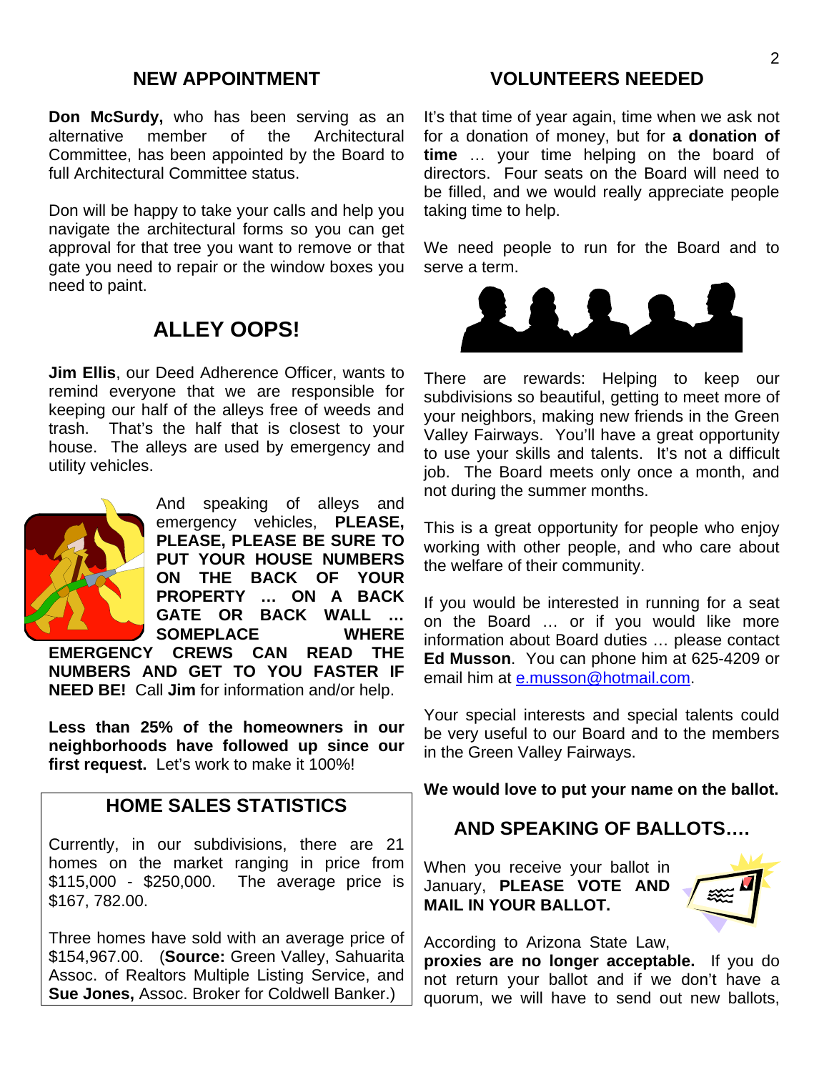## NEW APPOINTMENT

**Don McSurdy,** who has been serving as an alternative member of the Architectural Committee, has been appointed by the Board to full Architectural Committee status.

Don will be happy to take your calls and help you navigate the architectural forms so you can get approval for that tree you want to remove or that gate you need to repair or the window boxes you need to paint.

## ALLEY OOPS!

**Jim Ellis**, our Deed Adherence Officer, wants to remind everyone that we are responsible for keeping our half of the alleys free of weeds and trash. That's the half that is closest to your house. The alleys are used by emergency and utility vehicles.

And speaking of alleys and emergency vehicles, **PLEASE, PLEASE, PLEASE BE SURE TO PUT YOUR HOUSE NUMBERS ON THE BACK OF YOUR PROPERTY … ON A BACK GATE OR BACK WALL … SOMEPLACE WHERE EMERGENCY CREWS CAN READ THE NUMBERS AND GET TO YOU FASTER IF NEED BE!** Call **Jim** for information and/or help.

**Less than 25% of the homeowners in our neighborhoods have followed up since our first request.** Let's work to make it 100%!

## HOME SALES STATISTICS

Currently, in our subdivisions, there are 21 homes on the market ranging in price from $115,000 - $250,000. The average price is $167, 782.00.

Three homes have sold with an average price of $154,967.00. (**Source:** Green Valley, Sahuarita Assoc. of Realtors Multiple Listing Service, and **Sue Jones,** Assoc. Broker for Coldwell Banker.)

## VOLUNTEERS NEEDED

It's that time of year again, time when we ask not for a donation of money, but for **a donation of time** … your time helping on the board of directors. Four seats on the Board will need to be filled, and we would really appreciate people taking time to help.

We need people to run for the Board and to serve a term.

There are rewards: Helping to keep our subdivisions so beautiful, getting to meet more of your neighbors, making new friends in the Green Valley Fairways. You'll have a great opportunity to use your skills and talents. It's not a difficult job. The Board meets only once a month, and not during the summer months.

This is a great opportunity for people who enjoy working with other people, and who care about the welfare of their community.

If you would be interested in running for a seat on the Board … or if you would like more information about Board duties … please contact **Ed Musson**. You can phone him at 625-4209 or email him at e.musson@hotmail.com.

Your special interests and special talents could be very useful to our Board and to the members in the Green Valley Fairways.

**We would love to put your name on the ballot.**

## AND SPEAKING OF BALLOTS….

When you receive your ballot in January, **PLEASE VOTE AND MAIL IN YOUR BALLOT.**

According to Arizona State Law, **proxies are no longer acceptable.** If you do not return your ballot and if we don't have a quorum, we will have to send out new ballots,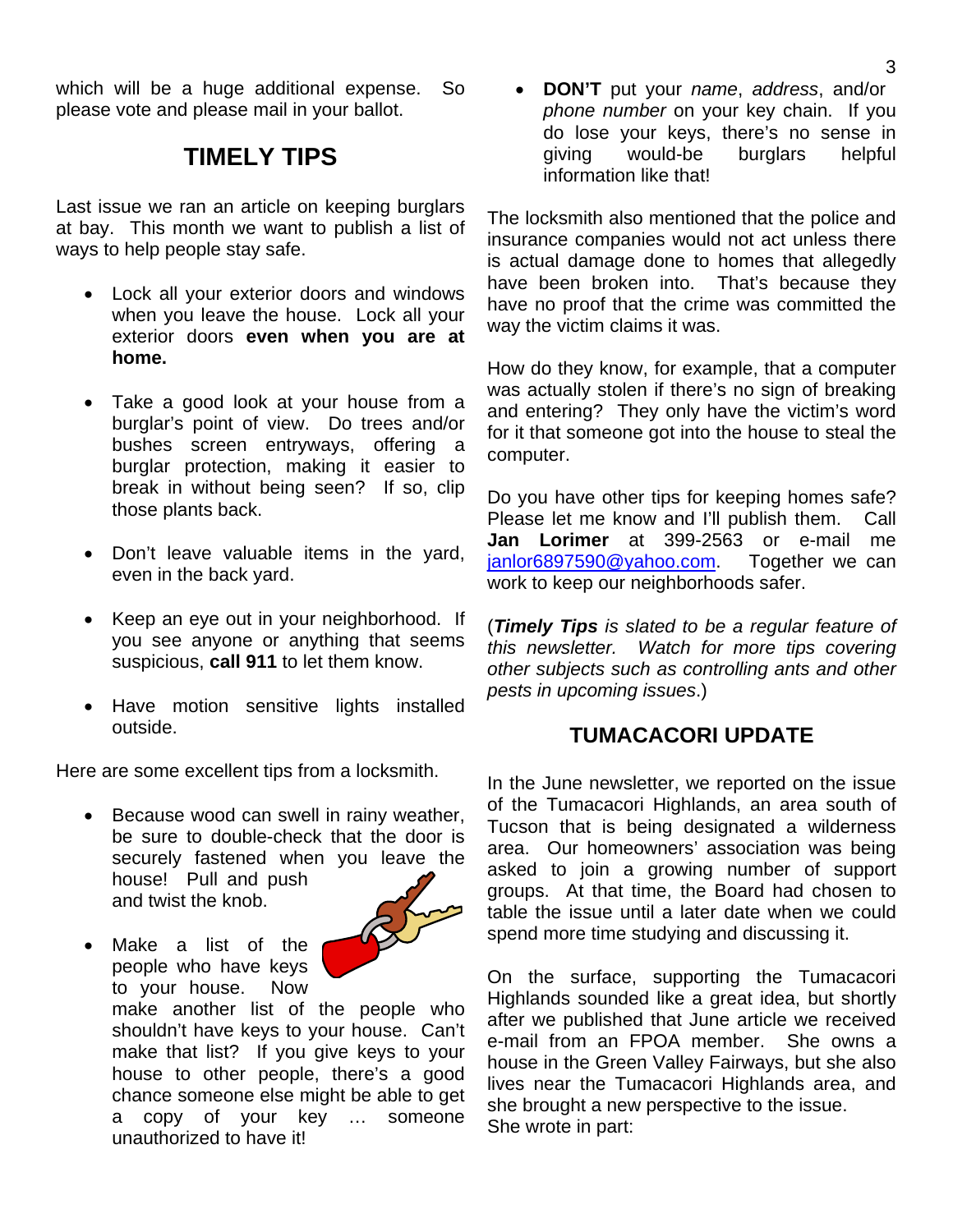which will be a huge additional expense. So please vote and please mail in your ballot.

## TIMELY TIPS

Last issue we ran an article on keeping burglars at bay. This month we want to publish a list of ways to help people stay safe.

- Lock all your exterior doors and windows when you leave the house. Lock all your exterior doors **even when you are at home.**

- Take a good look at your house from a burglar's point of view. Do trees and/or bushes screen entryways, offering a burglar protection, making it easier to break in without being seen? If so, clip those plants back.

- Don't leave valuable items in the yard, even in the back yard.

- Keep an eye out in your neighborhood. If you see anyone or anything that seems suspicious, **call 911** to let them know.

- Have motion sensitive lights installed outside.

Here are some excellent tips from a locksmith.

- Because wood can swell in rainy weather, be sure to double-check that the door is securely fastened when you leave the house! Pull and push and twist the knob.

- Make a list of the people who have keys to your house. Now make another list of the people who shouldn't have keys to your house. Can't make that list? If you give keys to your house to other people, there's a good chance someone else might be able to get a copy of your key … someone unauthorized to have it!

- **DON'T** put your *name*, *address*, and/or *phone number* on your key chain. If you do lose your keys, there's no sense in giving would-be burglars helpful information like that!

The locksmith also mentioned that the police and insurance companies would not act unless there is actual damage done to homes that allegedly have been broken into. That's because they have no proof that the crime was committed the way the victim claims it was.

How do they know, for example, that a computer was actually stolen if there's no sign of breaking and entering? They only have the victim's word for it that someone got into the house to steal the computer.

Do you have other tips for keeping homes safe? Please let me know and I'll publish them. Call **Jan Lorimer** at 399-2563 or e-mail me janlor6897590@yahoo.com. Together we can work to keep our neighborhoods safer.

(***Timely Tips*** *is slated to be a regular feature of this newsletter. Watch for more tips covering other subjects such as controlling ants and other pests in upcoming issues*.)

## TUMACACORI UPDATE

In the June newsletter, we reported on the issue of the Tumacacori Highlands, an area south of Tucson that is being designated a wilderness area. Our homeowners' association was being asked to join a growing number of support groups. At that time, the Board had chosen to table the issue until a later date when we could spend more time studying and discussing it.

On the surface, supporting the Tumacacori Highlands sounded like a great idea, but shortly after we published that June article we received e-mail from an FPOA member. She owns a house in the Green Valley Fairways, but she also lives near the Tumacacori Highlands area, and she brought a new perspective to the issue. She wrote in part: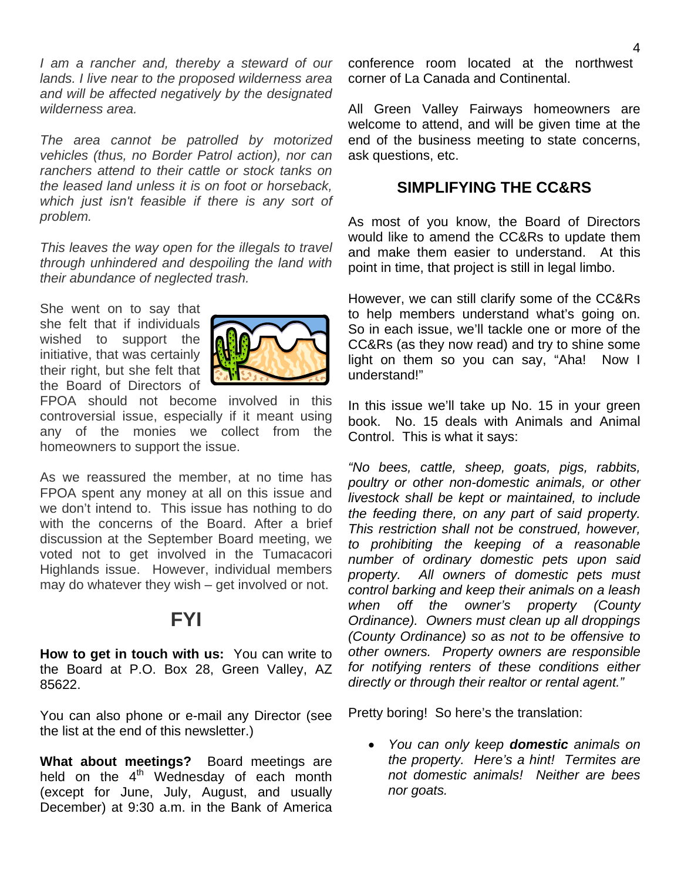*I am a rancher and, thereby a steward of our lands. I live near to the proposed wilderness area and will be affected negatively by the designated wilderness area.*

*The area cannot be patrolled by motorized vehicles (thus, no Border Patrol action), nor can ranchers attend to their cattle or stock tanks on the leased land unless it is on foot or horseback, which just isn't feasible if there is any sort of problem.*

*This leaves the way open for the illegals to travel through unhindered and despoiling the land with their abundance of neglected trash.*

She went on to say that she felt that if individuals wished to support the initiative, that was certainly their right, but she felt that the Board of Directors of FPOA should not become involved in this controversial issue, especially if it meant using any of the monies we collect from the homeowners to support the issue.

As we reassured the member, at no time has FPOA spent any money at all on this issue and we don't intend to. This issue has nothing to do with the concerns of the Board. After a brief discussion at the September Board meeting, we voted not to get involved in the Tumacacori Highlands issue. However, individual members may do whatever they wish – get involved or not.

## FYI

**How to get in touch with us:** You can write to the Board at P.O. Box 28, Green Valley, AZ 85622.

You can also phone or e-mail any Director (see the list at the end of this newsletter.)

**What about meetings?** Board meetings are held on the 4th Wednesday of each month (except for June, July, August, and usually December) at 9:30 a.m. in the Bank of America conference room located at the northwest corner of La Canada and Continental.

All Green Valley Fairways homeowners are welcome to attend, and will be given time at the end of the business meeting to state concerns, ask questions, etc.

## SIMPLIFYING THE CC&RS

As most of you know, the Board of Directors would like to amend the CC&Rs to update them and make them easier to understand. At this point in time, that project is still in legal limbo.

However, we can still clarify some of the CC&Rs to help members understand what's going on. So in each issue, we'll tackle one or more of the CC&Rs (as they now read) and try to shine some light on them so you can say, "Aha! Now I understand!"

In this issue we'll take up No. 15 in your green book. No. 15 deals with Animals and Animal Control. This is what it says:

*"No bees, cattle, sheep, goats, pigs, rabbits, poultry or other non-domestic animals, or other livestock shall be kept or maintained, to include the feeding there, on any part of said property. This restriction shall not be construed, however, to prohibiting the keeping of a reasonable number of ordinary domestic pets upon said property. All owners of domestic pets must control barking and keep their animals on a leash when off the owner's property (County Ordinance). Owners must clean up all droppings (County Ordinance) so as not to be offensive to other owners. Property owners are responsible for notifying renters of these conditions either directly or through their realtor or rental agent."*

Pretty boring! So here's the translation:

- *You can only keep **domestic** animals on the property. Here's a hint! Termites are not domestic animals! Neither are bees nor goats.*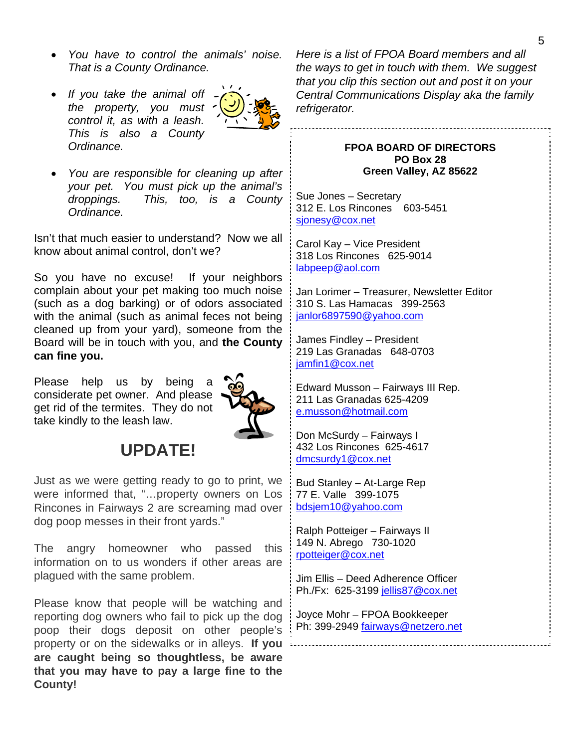- *You have to control the animals' noise. That is a County Ordinance.*
- *If you take the animal off the property, you must control it, as with a leash. This is also a County Ordinance.*
- *You are responsible for cleaning up after your pet. You must pick up the animal's droppings. This, too, is a County Ordinance.*

Isn't that much easier to understand? Now we all know about animal control, don't we?

So you have no excuse! If your neighbors complain about your pet making too much noise (such as a dog barking) or of odors associated with the animal (such as animal feces not being cleaned up from your yard), someone from the Board will be in touch with you, and **the County can fine you.**

Please help us by being a considerate pet owner. And please get rid of the termites. They do not take kindly to the leash law.

## UPDATE!

Just as we were getting ready to go to print, we were informed that, "…property owners on Los Rincones in Fairways 2 are screaming mad over dog poop messes in their front yards."

The angry homeowner who passed this information on to us wonders if other areas are plagued with the same problem.

Please know that people will be watching and reporting dog owners who fail to pick up the dog poop their dogs deposit on other people's property or on the sidewalks or in alleys. **If you are caught being so thoughtless, be aware that you may have to pay a large fine to the County!**

*Here is a list of FPOA Board members and all the ways to get in touch with them. We suggest that you clip this section out and post it on your Central Communications Display aka the family refrigerator.*

**FPOA BOARD OF DIRECTORS**
**PO Box 28**
**Green Valley, AZ 85622**

Sue Jones – Secretary
312 E. Los Rincones 603-5451
sjonesy@cox.net

Carol Kay – Vice President
318 Los Rincones 625-9014
labpeep@aol.com

Jan Lorimer – Treasurer, Newsletter Editor
310 S. Las Hamacas 399-2563
janlor6897590@yahoo.com

James Findley – President
219 Las Granadas 648-0703
jamfin1@cox.net

Edward Musson – Fairways III Rep.
211 Las Granadas 625-4209
e.musson@hotmail.com

Don McSurdy – Fairways I
432 Los Rincones 625-4617
dmcsurdy1@cox.net

Bud Stanley – At-Large Rep
77 E. Valle 399-1075
bdsjem10@yahoo.com

Ralph Potteiger – Fairways II
149 N. Abrego 730-1020
rpotteiger@cox.net

Jim Ellis – Deed Adherence Officer
Ph./Fx: 625-3199 jellis87@cox.net

Joyce Mohr – FPOA Bookkeeper
Ph: 399-2949 fairways@netzero.net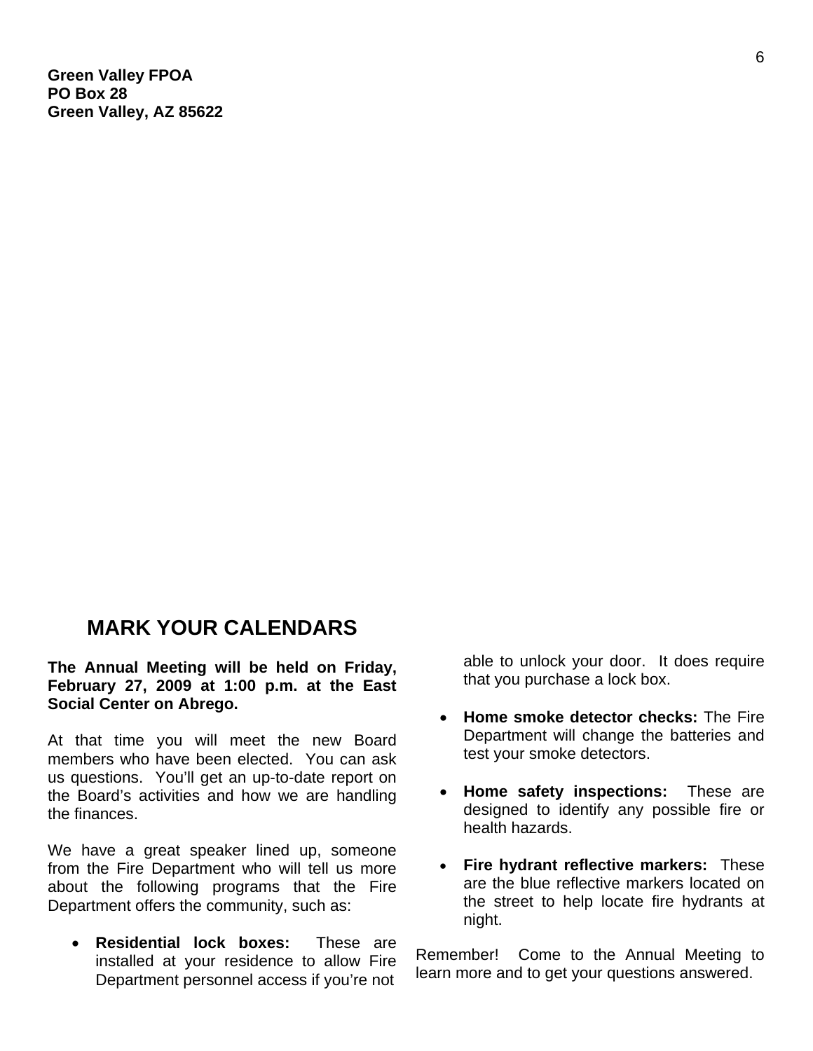**Green Valley FPOA**
**PO Box 28**
**Green Valley, AZ 85622**

## MARK YOUR CALENDARS

**The Annual Meeting will be held on Friday, February 27, 2009 at 1:00 p.m. at the East Social Center on Abrego.**

At that time you will meet the new Board members who have been elected. You can ask us questions. You'll get an up-to-date report on the Board's activities and how we are handling the finances.

We have a great speaker lined up, someone from the Fire Department who will tell us more about the following programs that the Fire Department offers the community, such as:

- **Residential lock boxes:** These are installed at your residence to allow Fire Department personnel access if you're not able to unlock your door. It does require that you purchase a lock box.
- **Home smoke detector checks:** The Fire Department will change the batteries and test your smoke detectors.
- **Home safety inspections:** These are designed to identify any possible fire or health hazards.
- **Fire hydrant reflective markers:** These are the blue reflective markers located on the street to help locate fire hydrants at night.

Remember! Come to the Annual Meeting to learn more and to get your questions answered.